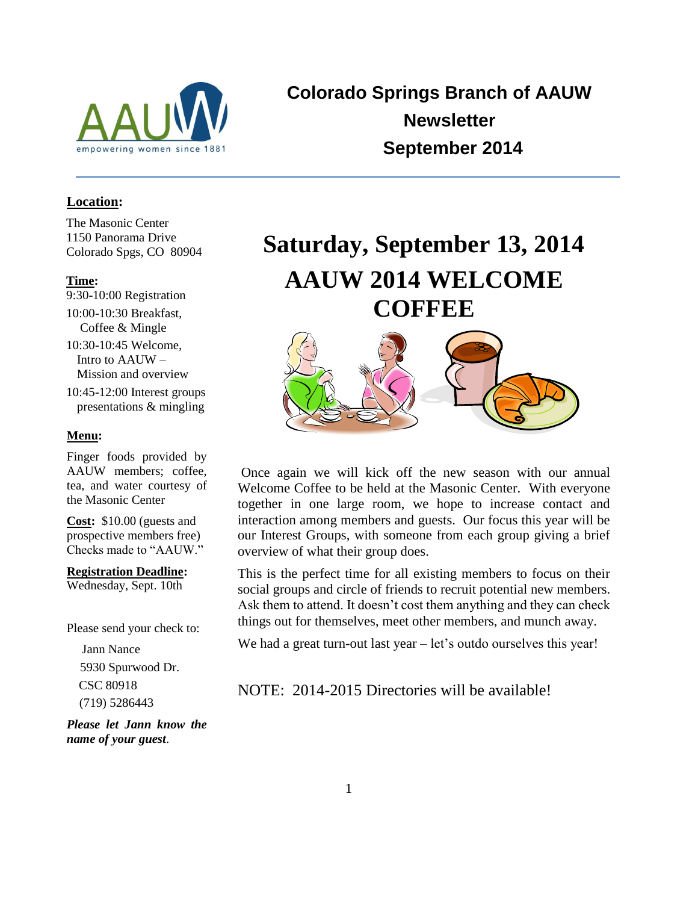# Colorado Springs Branch of AAUW Newsletter September 2014

**Location:**

The Masonic Center
1150 Panorama Drive
Colorado Spgs, CO 80904

**Time:**

9:30-10:00 Registration

10:00-10:30 Breakfast, Coffee & Mingle

10:30-10:45 Welcome, Intro to AAUW – Mission and overview

10:45-12:00 Interest groups presentations & mingling

**Menu:**

Finger foods provided by AAUW members; coffee, tea, and water courtesy of the Masonic Center

**Cost:** $10.00 (guests and prospective members free) Checks made to "AAUW."

**Registration Deadline:** Wednesday, Sept. 10th

Please send your check to:

Jann Nance
5930 Spurwood Dr.
CSC 80918
(719) 5286443

***Please let Jann know the name of your guest.***

## Saturday, September 13, 2014

## AAUW 2014 WELCOME COFFEE

Once again we will kick off the new season with our annual Welcome Coffee to be held at the Masonic Center. With everyone together in one large room, we hope to increase contact and interaction among members and guests. Our focus this year will be our Interest Groups, with someone from each group giving a brief overview of what their group does.

This is the perfect time for all existing members to focus on their social groups and circle of friends to recruit potential new members. Ask them to attend. It doesn't cost them anything and they can check things out for themselves, meet other members, and munch away.

We had a great turn-out last year – let's outdo ourselves this year!

NOTE: 2014-2015 Directories will be available!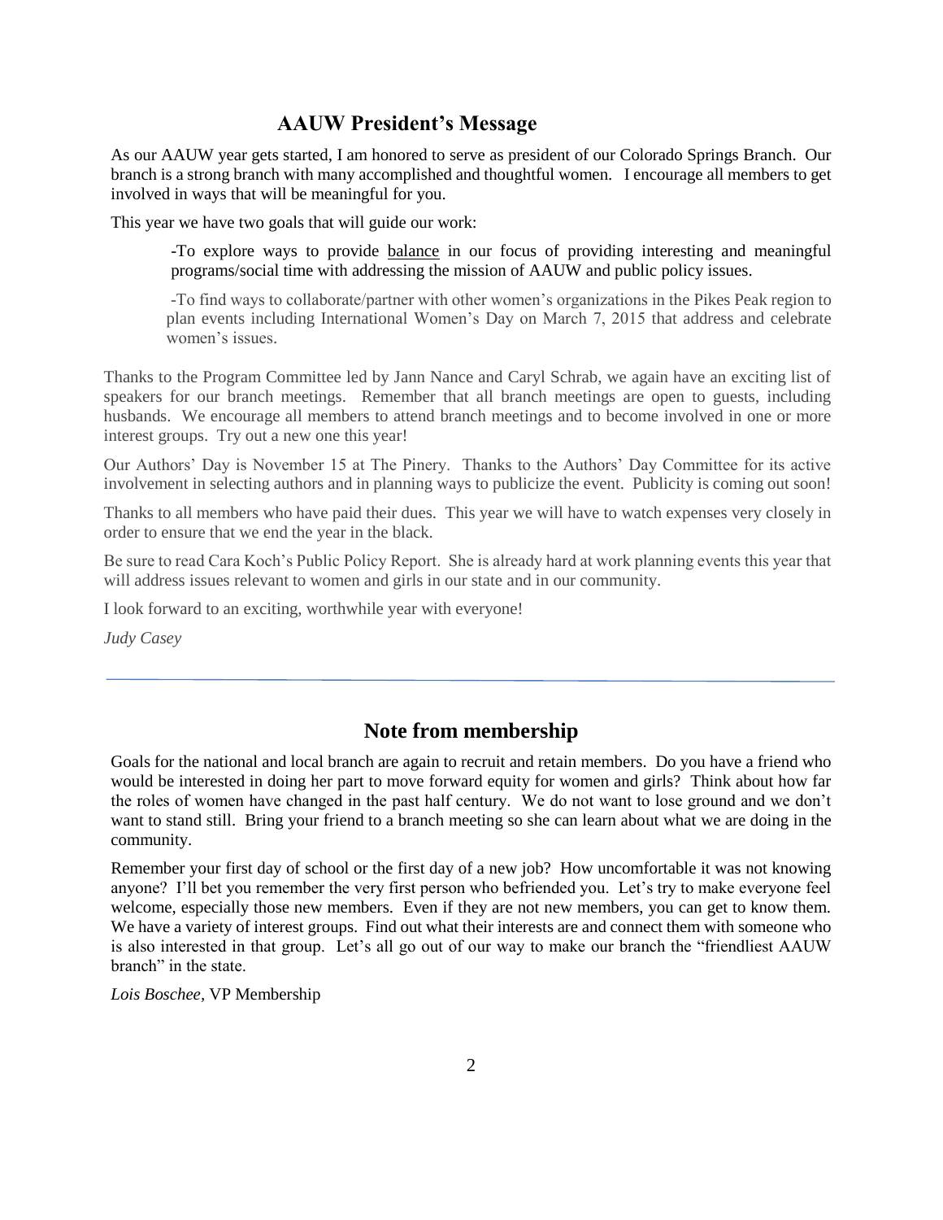## AAUW President's Message

As our AAUW year gets started, I am honored to serve as president of our Colorado Springs Branch. Our branch is a strong branch with many accomplished and thoughtful women. I encourage all members to get involved in ways that will be meaningful for you.

This year we have two goals that will guide our work:

> -To explore ways to provide <u>balance</u> in our focus of providing interesting and meaningful programs/social time with addressing the mission of AAUW and public policy issues.
>
> -To find ways to collaborate/partner with other women's organizations in the Pikes Peak region to plan events including International Women's Day on March 7, 2015 that address and celebrate women's issues.

Thanks to the Program Committee led by Jann Nance and Caryl Schrab, we again have an exciting list of speakers for our branch meetings. Remember that all branch meetings are open to guests, including husbands. We encourage all members to attend branch meetings and to become involved in one or more interest groups. Try out a new one this year!

Our Authors' Day is November 15 at The Pinery. Thanks to the Authors' Day Committee for its active involvement in selecting authors and in planning ways to publicize the event. Publicity is coming out soon!

Thanks to all members who have paid their dues. This year we will have to watch expenses very closely in order to ensure that we end the year in the black.

Be sure to read Cara Koch's Public Policy Report. She is already hard at work planning events this year that will address issues relevant to women and girls in our state and in our community.

I look forward to an exciting, worthwhile year with everyone!

*Judy Casey*

---

## Note from membership

Goals for the national and local branch are again to recruit and retain members. Do you have a friend who would be interested in doing her part to move forward equity for women and girls? Think about how far the roles of women have changed in the past half century. We do not want to lose ground and we don't want to stand still. Bring your friend to a branch meeting so she can learn about what we are doing in the community.

Remember your first day of school or the first day of a new job? How uncomfortable it was not knowing anyone? I'll bet you remember the very first person who befriended you. Let's try to make everyone feel welcome, especially those new members. Even if they are not new members, you can get to know them. We have a variety of interest groups. Find out what their interests are and connect them with someone who is also interested in that group. Let's all go out of our way to make our branch the "friendliest AAUW branch" in the state.

*Lois Boschee*, VP Membership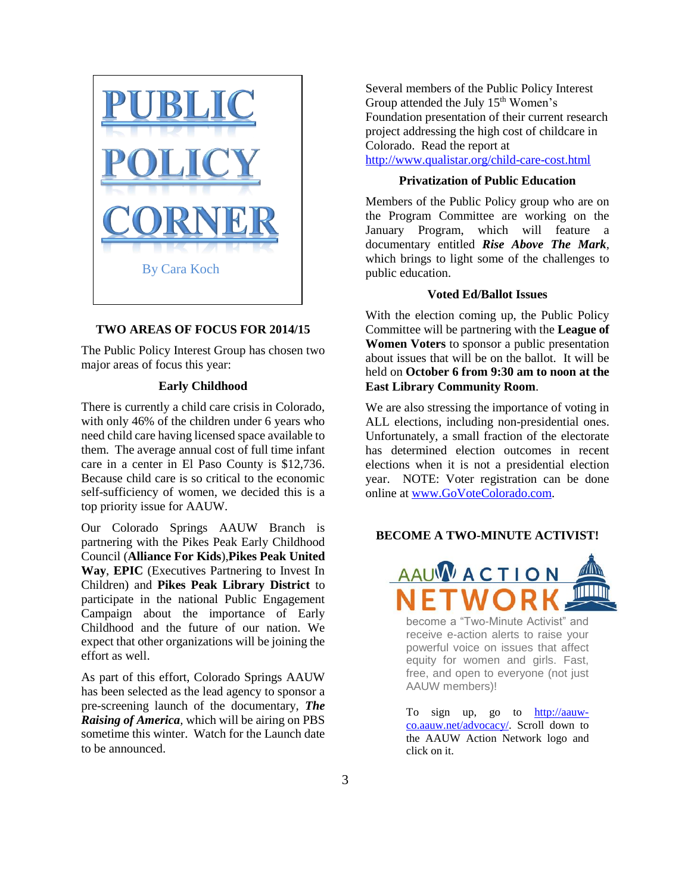# PUBLIC POLICY CORNER

By Cara Koch

## TWO AREAS OF FOCUS FOR 2014/15

The Public Policy Interest Group has chosen two major areas of focus this year:

### Early Childhood

There is currently a child care crisis in Colorado, with only 46% of the children under 6 years who need child care having licensed space available to them. The average annual cost of full time infant care in a center in El Paso County is $12,736. Because child care is so critical to the economic self-sufficiency of women, we decided this is a top priority issue for AAUW.

Our Colorado Springs AAUW Branch is partnering with the Pikes Peak Early Childhood Council (**Alliance For Kids**),**Pikes Peak United Way**, **EPIC** (Executives Partnering to Invest In Children) and **Pikes Peak Library District** to participate in the national Public Engagement Campaign about the importance of Early Childhood and the future of our nation. We expect that other organizations will be joining the effort as well.

As part of this effort, Colorado Springs AAUW has been selected as the lead agency to sponsor a pre-screening launch of the documentary, ***The Raising of America***, which will be airing on PBS sometime this winter. Watch for the Launch date to be announced.

Several members of the Public Policy Interest Group attended the July 15th Women's Foundation presentation of their current research project addressing the high cost of childcare in Colorado. Read the report at http://www.qualistar.org/child-care-cost.html

### Privatization of Public Education

Members of the Public Policy group who are on the Program Committee are working on the January Program, which will feature a documentary entitled ***Rise Above The Mark***, which brings to light some of the challenges to public education.

### Voted Ed/Ballot Issues

With the election coming up, the Public Policy Committee will be partnering with the **League of Women Voters** to sponsor a public presentation about issues that will be on the ballot. It will be held on **October 6 from 9:30 am to noon at the East Library Community Room**.

We are also stressing the importance of voting in ALL elections, including non-presidential ones. Unfortunately, a small fraction of the electorate has determined election outcomes in recent elections when it is not a presidential election year. NOTE: Voter registration can be done online at www.GoVoteColorado.com.

## BECOME A TWO-MINUTE ACTIVIST!

AAUW ACTION NETWORK

become a "Two-Minute Activist" and receive e-action alerts to raise your powerful voice on issues that affect equity for women and girls. Fast, free, and open to everyone (not just AAUW members)!

To sign up, go to http://aauw-co.aauw.net/advocacy/. Scroll down to the AAUW Action Network logo and click on it.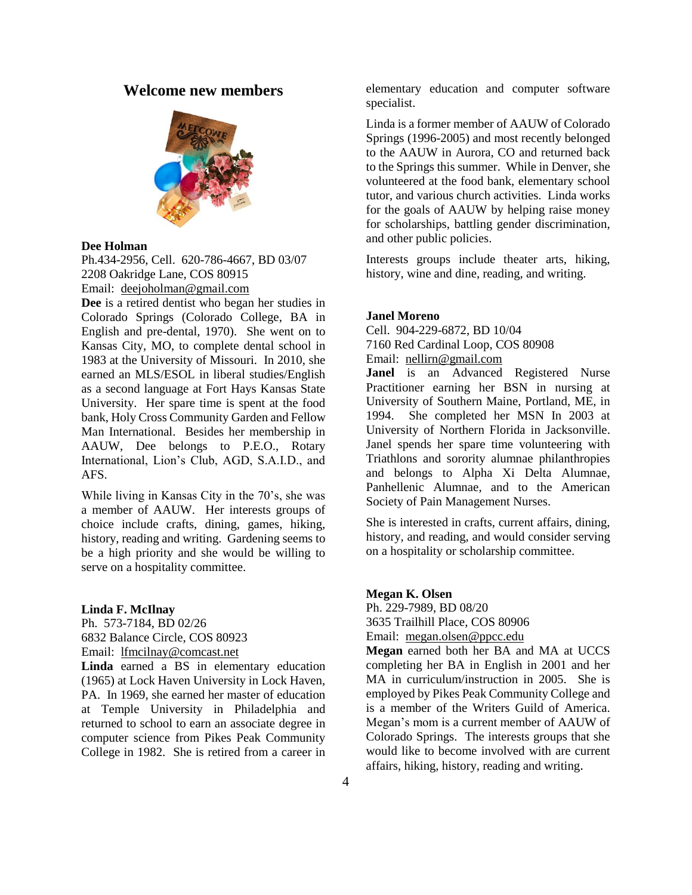## Welcome new members

**Dee Holman**
Ph.434-2956, Cell. 620-786-4667, BD 03/07
2208 Oakridge Lane, COS 80915
Email: deejoholman@gmail.com

**Dee** is a retired dentist who began her studies in Colorado Springs (Colorado College, BA in English and pre-dental, 1970). She went on to Kansas City, MO, to complete dental school in 1983 at the University of Missouri. In 2010, she earned an MLS/ESOL in liberal studies/English as a second language at Fort Hays Kansas State University. Her spare time is spent at the food bank, Holy Cross Community Garden and Fellow Man International. Besides her membership in AAUW, Dee belongs to P.E.O., Rotary International, Lion's Club, AGD, S.A.I.D., and AFS.

While living in Kansas City in the 70's, she was a member of AAUW. Her interests groups of choice include crafts, dining, games, hiking, history, reading and writing. Gardening seems to be a high priority and she would be willing to serve on a hospitality committee.

**Linda F. McIlnay**
Ph. 573-7184, BD 02/26
6832 Balance Circle, COS 80923
Email: lfmcilnay@comcast.net

**Linda** earned a BS in elementary education (1965) at Lock Haven University in Lock Haven, PA. In 1969, she earned her master of education at Temple University in Philadelphia and returned to school to earn an associate degree in computer science from Pikes Peak Community College in 1982. She is retired from a career in elementary education and computer software specialist.

Linda is a former member of AAUW of Colorado Springs (1996-2005) and most recently belonged to the AAUW in Aurora, CO and returned back to the Springs this summer. While in Denver, she volunteered at the food bank, elementary school tutor, and various church activities. Linda works for the goals of AAUW by helping raise money for scholarships, battling gender discrimination, and other public policies.

Interests groups include theater arts, hiking, history, wine and dine, reading, and writing.

**Janel Moreno**
Cell. 904-229-6872, BD 10/04
7160 Red Cardinal Loop, COS 80908
Email: nellirn@gmail.com

**Janel** is an Advanced Registered Nurse Practitioner earning her BSN in nursing at University of Southern Maine, Portland, ME, in 1994. She completed her MSN In 2003 at University of Northern Florida in Jacksonville. Janel spends her spare time volunteering with Triathlons and sorority alumnae philanthropies and belongs to Alpha Xi Delta Alumnae, Panhellenic Alumnae, and to the American Society of Pain Management Nurses.

She is interested in crafts, current affairs, dining, history, and reading, and would consider serving on a hospitality or scholarship committee.

**Megan K. Olsen**
Ph. 229-7989, BD 08/20
3635 Trailhill Place, COS 80906
Email: megan.olsen@ppcc.edu

**Megan** earned both her BA and MA at UCCS completing her BA in English in 2001 and her MA in curriculum/instruction in 2005. She is employed by Pikes Peak Community College and is a member of the Writers Guild of America. Megan's mom is a current member of AAUW of Colorado Springs. The interests groups that she would like to become involved with are current affairs, hiking, history, reading and writing.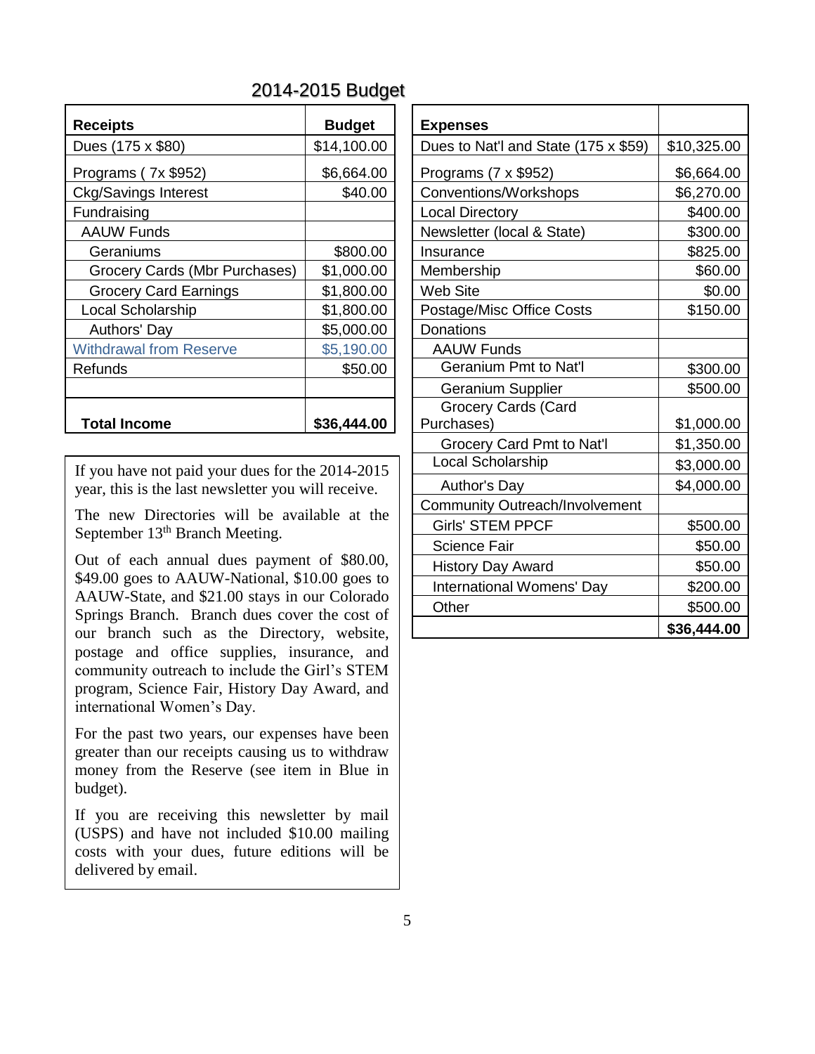## 2014-2015 Budget

| Receipts | Budget |
|---|---|
| Dues (175 x $80) | $14,100.00 |
| Programs ( 7x $952) | $6,664.00 |
| Ckg/Savings Interest | $40.00 |
| Fundraising | |
| AAUW Funds | |
| Geraniums | $800.00 |
| Grocery Cards (Mbr Purchases) | $1,000.00 |
| Grocery Card Earnings | $1,800.00 |
| Local Scholarship | $1,800.00 |
| Authors' Day | $5,000.00 |
| Withdrawal from Reserve | $5,190.00 |
| Refunds | $50.00 |
| | |
| **Total Income** | **$36,444.00** |

| Expenses | |
|---|---|
| Dues to Nat'l and State (175 x $59) | $10,325.00 |
| Programs (7 x $952) | $6,664.00 |
| Conventions/Workshops | $6,270.00 |
| Local Directory | $400.00 |
| Newsletter (local & State) | $300.00 |
| Insurance | $825.00 |
| Membership | $60.00 |
| Web Site | $0.00 |
| Postage/Misc Office Costs | $150.00 |
| Donations | |
| AAUW Funds | |
| Geranium Pmt to Nat'l | $300.00 |
| Geranium Supplier | $500.00 |
| Grocery Cards (Card Purchases) | $1,000.00 |
| Grocery Card Pmt to Nat'l | $1,350.00 |
| Local Scholarship | $3,000.00 |
| Author's Day | $4,000.00 |
| Community Outreach/Involvement | |
| Girls' STEM PPCF | $500.00 |
| Science Fair | $50.00 |
| History Day Award | $50.00 |
| International Womens' Day | $200.00 |
| Other | $500.00 |
| | **$36,444.00** |

If you have not paid your dues for the 2014-2015 year, this is the last newsletter you will receive.

The new Directories will be available at the September 13th Branch Meeting.

Out of each annual dues payment of $80.00, $49.00 goes to AAUW-National, $10.00 goes to AAUW-State, and $21.00 stays in our Colorado Springs Branch. Branch dues cover the cost of our branch such as the Directory, website, postage and office supplies, insurance, and community outreach to include the Girl's STEM program, Science Fair, History Day Award, and international Women's Day.

For the past two years, our expenses have been greater than our receipts causing us to withdraw money from the Reserve (see item in Blue in budget).

If you are receiving this newsletter by mail (USPS) and have not included $10.00 mailing costs with your dues, future editions will be delivered by email.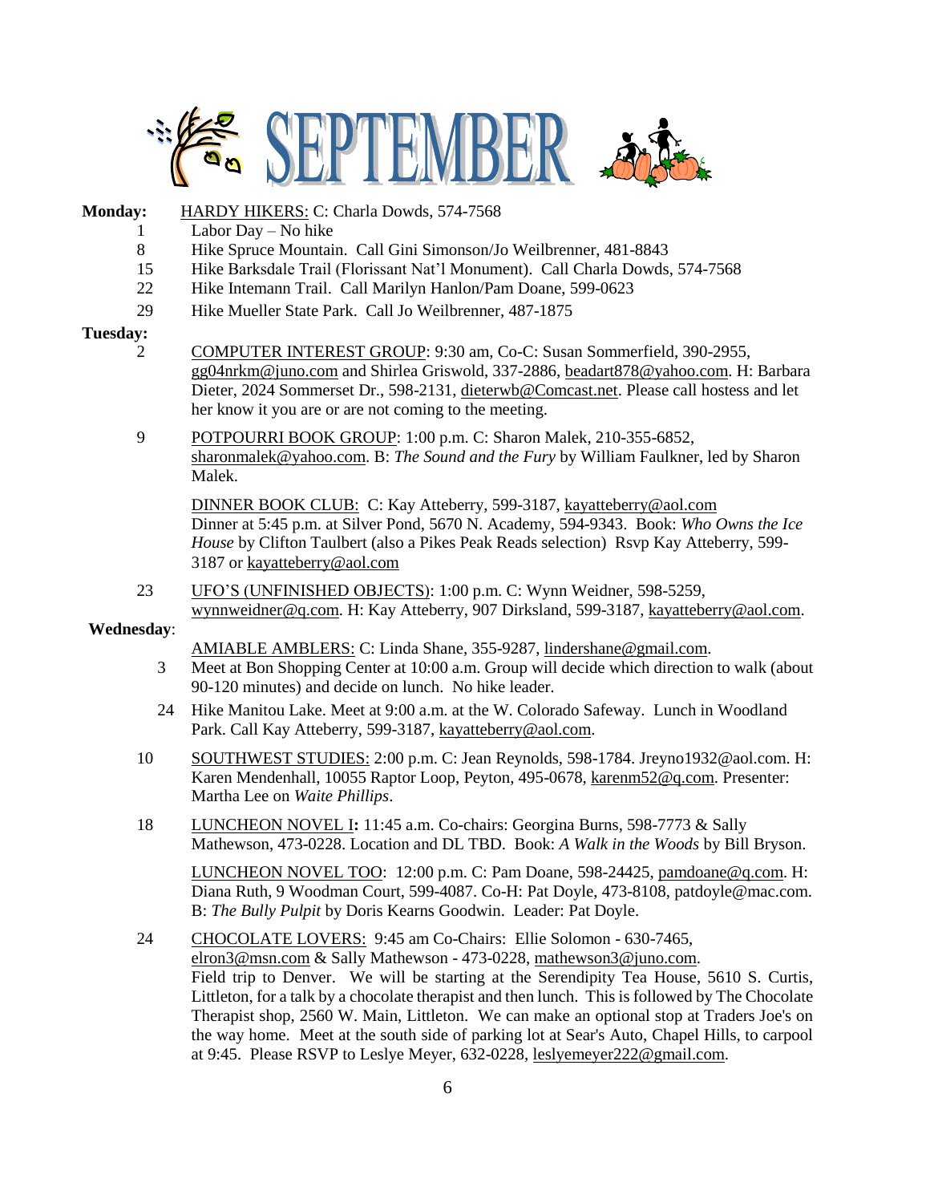# SEPTEMBER

**Monday:** HARDY HIKERS: C: Charla Dowds, 574-7568

1 Labor Day – No hike

8 Hike Spruce Mountain. Call Gini Simonson/Jo Weilbrenner, 481-8843

15 Hike Barksdale Trail (Florissant Nat'l Monument). Call Charla Dowds, 574-7568

22 Hike Intemann Trail. Call Marilyn Hanlon/Pam Doane, 599-0623

29 Hike Mueller State Park. Call Jo Weilbrenner, 487-1875

**Tuesday:**

2 COMPUTER INTEREST GROUP: 9:30 am, Co-C: Susan Sommerfield, 390-2955, gg04nrkm@juno.com and Shirlea Griswold, 337-2886, beadart878@yahoo.com. H: Barbara Dieter, 2024 Sommerset Dr., 598-2131, dieterwb@Comcast.net. Please call hostess and let her know it you are or are not coming to the meeting.

9 POTPOURRI BOOK GROUP: 1:00 p.m. C: Sharon Malek, 210-355-6852, sharonmalek@yahoo.com. B: *The Sound and the Fury* by William Faulkner, led by Sharon Malek.

DINNER BOOK CLUB: C: Kay Atteberry, 599-3187, kayatteberry@aol.com
Dinner at 5:45 p.m. at Silver Pond, 5670 N. Academy, 594-9343. Book: *Who Owns the Ice House* by Clifton Taulbert (also a Pikes Peak Reads selection) Rsvp Kay Atteberry, 599-3187 or kayatteberry@aol.com

23 UFO'S (UNFINISHED OBJECTS): 1:00 p.m. C: Wynn Weidner, 598-5259, wynnweidner@q.com. H: Kay Atteberry, 907 Dirksland, 599-3187, kayatteberry@aol.com.

**Wednesday**:

AMIABLE AMBLERS: C: Linda Shane, 355-9287, lindershane@gmail.com.

3 Meet at Bon Shopping Center at 10:00 a.m. Group will decide which direction to walk (about 90-120 minutes) and decide on lunch. No hike leader.

24 Hike Manitou Lake. Meet at 9:00 a.m. at the W. Colorado Safeway. Lunch in Woodland Park. Call Kay Atteberry, 599-3187, kayatteberry@aol.com.

10 SOUTHWEST STUDIES: 2:00 p.m. C: Jean Reynolds, 598-1784. Jreyno1932@aol.com. H: Karen Mendenhall, 10055 Raptor Loop, Peyton, 495-0678, karenm52@q.com. Presenter: Martha Lee on *Waite Phillips*.

18 LUNCHEON NOVEL I**:** 11:45 a.m. Co-chairs: Georgina Burns, 598-7773 & Sally Mathewson, 473-0228. Location and DL TBD. Book: *A Walk in the Woods* by Bill Bryson.

LUNCHEON NOVEL TOO: 12:00 p.m. C: Pam Doane, 598-24425, pamdoane@q.com. H: Diana Ruth, 9 Woodman Court, 599-4087. Co-H: Pat Doyle, 473-8108, patdoyle@mac.com. B: *The Bully Pulpit* by Doris Kearns Goodwin. Leader: Pat Doyle.

24 CHOCOLATE LOVERS: 9:45 am Co-Chairs: Ellie Solomon - 630-7465, elron3@msn.com & Sally Mathewson - 473-0228, mathewson3@juno.com.
Field trip to Denver. We will be starting at the Serendipity Tea House, 5610 S. Curtis, Littleton, for a talk by a chocolate therapist and then lunch. This is followed by The Chocolate Therapist shop, 2560 W. Main, Littleton. We can make an optional stop at Traders Joe's on the way home. Meet at the south side of parking lot at Sear's Auto, Chapel Hills, to carpool at 9:45. Please RSVP to Leslye Meyer, 632-0228, leslyemeyer222@gmail.com.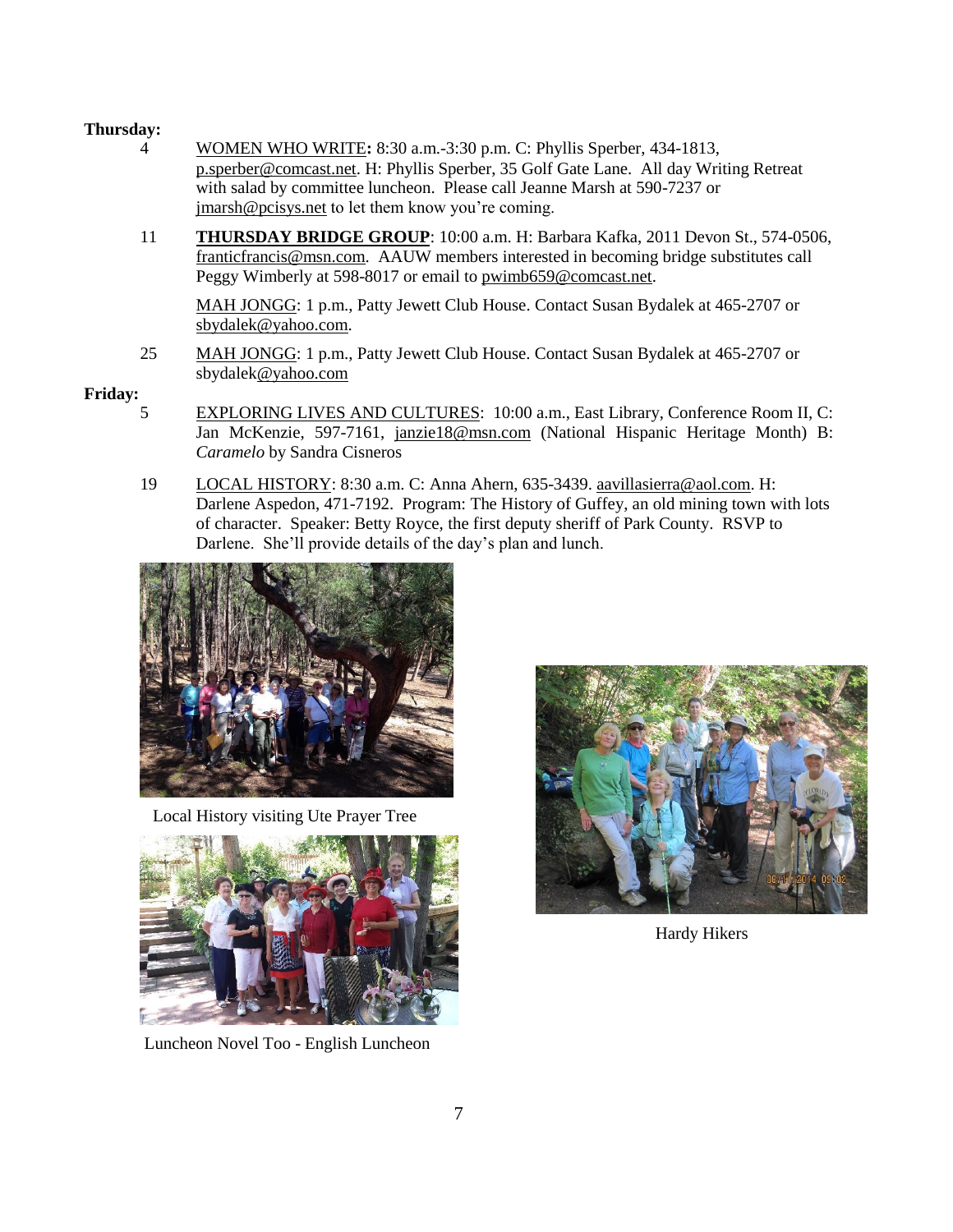**Thursday:**

4 WOMEN WHO WRITE**:** 8:30 a.m.-3:30 p.m. C: Phyllis Sperber, 434-1813, p.sperber@comcast.net. H: Phyllis Sperber, 35 Golf Gate Lane. All day Writing Retreat with salad by committee luncheon. Please call Jeanne Marsh at 590-7237 or jmarsh@pcisys.net to let them know you're coming.

11 **THURSDAY BRIDGE GROUP**: 10:00 a.m. H: Barbara Kafka, 2011 Devon St., 574-0506, franticfrancis@msn.com. AAUW members interested in becoming bridge substitutes call Peggy Wimberly at 598-8017 or email to pwimb659@comcast.net.

MAH JONGG: 1 p.m., Patty Jewett Club House. Contact Susan Bydalek at 465-2707 or sbydalek@yahoo.com.

25 MAH JONGG: 1 p.m., Patty Jewett Club House. Contact Susan Bydalek at 465-2707 or sbydalek@yahoo.com

**Friday:**

5 EXPLORING LIVES AND CULTURES: 10:00 a.m., East Library, Conference Room II, C: Jan McKenzie, 597-7161, janzie18@msn.com (National Hispanic Heritage Month) B: *Caramelo* by Sandra Cisneros

19 LOCAL HISTORY: 8:30 a.m. C: Anna Ahern, 635-3439. aavillasierra@aol.com. H: Darlene Aspedon, 471-7192. Program: The History of Guffey, an old mining town with lots of character. Speaker: Betty Royce, the first deputy sheriff of Park County. RSVP to Darlene. She'll provide details of the day's plan and lunch.

Local History visiting Ute Prayer Tree

Luncheon Novel Too - English Luncheon

Hardy Hikers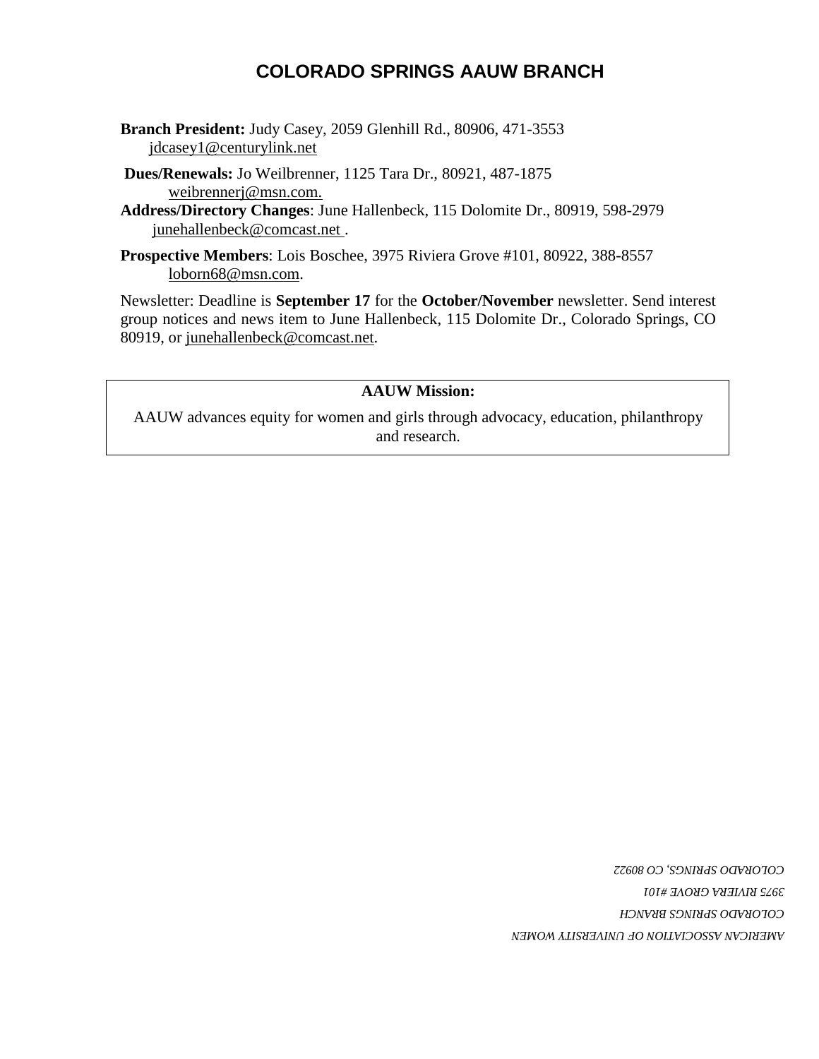# COLORADO SPRINGS AAUW BRANCH

**Branch President:** Judy Casey, 2059 Glenhill Rd., 80906, 471-3553
jdcasey1@centurylink.net

**Dues/Renewals:** Jo Weilbrenner, 1125 Tara Dr., 80921, 487-1875
weibrennerj@msn.com.

**Address/Directory Changes**: June Hallenbeck, 115 Dolomite Dr., 80919, 598-2979
junehallenbeck@comcast.net .

**Prospective Members**: Lois Boschee, 3975 Riviera Grove #101, 80922, 388-8557
loborn68@msn.com.

Newsletter: Deadline is **September 17** for the **October/November** newsletter. Send interest group notices and news item to June Hallenbeck, 115 Dolomite Dr., Colorado Springs, CO 80919, or junehallenbeck@comcast.net.

**AAUW Mission:**

AAUW advances equity for women and girls through advocacy, education, philanthropy and research.

*AMERICAN ASSOCIATION OF UNIVERSITY WOMEN*
*COLORADO SPRINGS BRANCH*
*3975 RIVIERA GROVE #101*
*COLORADO SPRINGS, CO 80922*